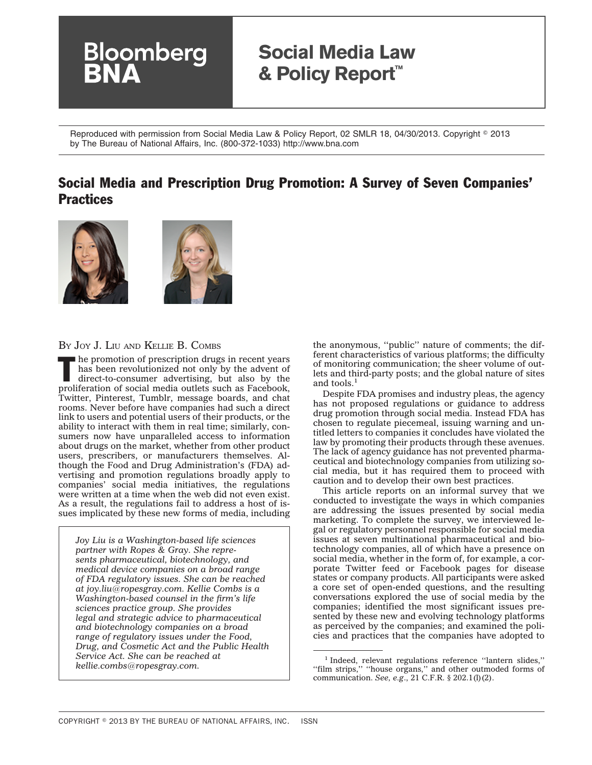Bloomberg BNA

# Social Media Law & Policy Report™

Reproduced with permission from Social Media Law & Policy Report, 02 SMLR 18, 04/30/2013. Copyright © 2013 by The Bureau of National Affairs, Inc. (800-372-1033) http://www.bna.com

## Social Media and Prescription Drug Promotion: A Survey of Seven Companies' Practices

By Joy J. Liu and Kellie B. Combs

The promotion of prescription drugs in recent years has been revolutionized not only by the advent of direct-to-consumer advertising, but also by the proliferation of social media outlets such as Facebook, Twitter, Pinterest, Tumblr, message boards, and chat rooms. Never before have companies had such a direct link to users and potential users of their products, or the ability to interact with them in real time; similarly, consumers now have unparalleled access to information about drugs on the market, whether from other product users, prescribers, or manufacturers themselves. Although the Food and Drug Administration's (FDA) advertising and promotion regulations broadly apply to companies' social media initiatives, the regulations were written at a time when the web did not even exist. As a result, the regulations fail to address a host of issues implicated by these new forms of media, including the anonymous, "public" nature of comments; the different characteristics of various platforms; the difficulty of monitoring communication; the sheer volume of outlets and third-party posts; and the global nature of sites and tools.[1]

*Joy Liu is a Washington-based life sciences partner with Ropes & Gray. She represents pharmaceutical, biotechnology, and medical device companies on a broad range of FDA regulatory issues. She can be reached at joy.liu@ropesgray.com. Kellie Combs is a Washington-based counsel in the firm's life sciences practice group. She provides legal and strategic advice to pharmaceutical and biotechnology companies on a broad range of regulatory issues under the Food, Drug, and Cosmetic Act and the Public Health Service Act. She can be reached at kellie.combs@ropesgray.com.*

Despite FDA promises and industry pleas, the agency has not proposed regulations or guidance to address drug promotion through social media. Instead FDA has chosen to regulate piecemeal, issuing warning and untitled letters to companies it concludes have violated the law by promoting their products through these avenues. The lack of agency guidance has not prevented pharmaceutical and biotechnology companies from utilizing social media, but it has required them to proceed with caution and to develop their own best practices.

This article reports on an informal survey that we conducted to investigate the ways in which companies are addressing the issues presented by social media marketing. To complete the survey, we interviewed legal or regulatory personnel responsible for social media issues at seven multinational pharmaceutical and biotechnology companies, all of which have a presence on social media, whether in the form of, for example, a corporate Twitter feed or Facebook pages for disease states or company products. All participants were asked a core set of open-ended questions, and the resulting conversations explored the use of social media by the companies; identified the most significant issues presented by these new and evolving technology platforms as perceived by the companies; and examined the policies and practices that the companies have adopted to

[1] Indeed, relevant regulations reference "lantern slides," "film strips," "house organs," and other outmoded forms of communication. *See, e.g.*, 21 C.F.R. § 202.1(l)(2).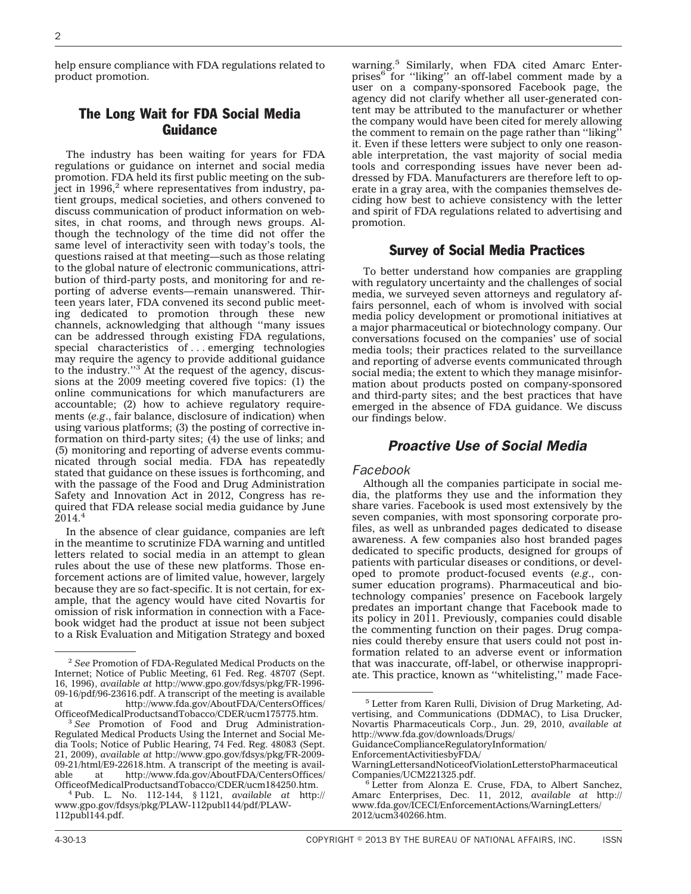help ensure compliance with FDA regulations related to product promotion.

## The Long Wait for FDA Social Media Guidance

The industry has been waiting for years for FDA regulations or guidance on internet and social media promotion. FDA held its first public meeting on the subject in 1996,[2] where representatives from industry, patient groups, medical societies, and others convened to discuss communication of product information on websites, in chat rooms, and through news groups. Although the technology of the time did not offer the same level of interactivity seen with today's tools, the questions raised at that meeting—such as those relating to the global nature of electronic communications, attribution of third-party posts, and monitoring for and reporting of adverse events—remain unanswered. Thirteen years later, FDA convened its second public meeting dedicated to promotion through these new channels, acknowledging that although ''many issues can be addressed through existing FDA regulations, special characteristics of . . . emerging technologies may require the agency to provide additional guidance to the industry.''[3] At the request of the agency, discussions at the 2009 meeting covered five topics: (1) the online communications for which manufacturers are accountable; (2) how to achieve regulatory requirements (*e.g.*, fair balance, disclosure of indication) when using various platforms; (3) the posting of corrective information on third-party sites; (4) the use of links; and (5) monitoring and reporting of adverse events communicated through social media. FDA has repeatedly stated that guidance on these issues is forthcoming, and with the passage of the Food and Drug Administration Safety and Innovation Act in 2012, Congress has required that FDA release social media guidance by June 2014.[4]

In the absence of clear guidance, companies are left in the meantime to scrutinize FDA warning and untitled letters related to social media in an attempt to glean rules about the use of these new platforms. Those enforcement actions are of limited value, however, largely because they are so fact-specific. It is not certain, for example, that the agency would have cited Novartis for omission of risk information in connection with a Facebook widget had the product at issue not been subject to a Risk Evaluation and Mitigation Strategy and boxed warning.[5] Similarly, when FDA cited Amarc Enterprises[6] for ''liking'' an off-label comment made by a user on a company-sponsored Facebook page, the agency did not clarify whether all user-generated content may be attributed to the manufacturer or whether the company would have been cited for merely allowing the comment to remain on the page rather than ''liking'' it. Even if these letters were subject to only one reasonable interpretation, the vast majority of social media tools and corresponding issues have never been addressed by FDA. Manufacturers are therefore left to operate in a gray area, with the companies themselves deciding how best to achieve consistency with the letter and spirit of FDA regulations related to advertising and promotion.

## Survey of Social Media Practices

To better understand how companies are grappling with regulatory uncertainty and the challenges of social media, we surveyed seven attorneys and regulatory affairs personnel, each of whom is involved with social media policy development or promotional initiatives at a major pharmaceutical or biotechnology company. Our conversations focused on the companies' use of social media tools; their practices related to the surveillance and reporting of adverse events communicated through social media; the extent to which they manage misinformation about products posted on company-sponsored and third-party sites; and the best practices that have emerged in the absence of FDA guidance. We discuss our findings below.

## *Proactive Use of Social Media*

### *Facebook*

Although all the companies participate in social media, the platforms they use and the information they share varies. Facebook is used most extensively by the seven companies, with most sponsoring corporate profiles, as well as unbranded pages dedicated to disease awareness. A few companies also host branded pages dedicated to specific products, designed for groups of patients with particular diseases or conditions, or developed to promote product-focused events (*e.g.*, consumer education programs). Pharmaceutical and biotechnology companies' presence on Facebook largely predates an important change that Facebook made to its policy in 2011. Previously, companies could disable the commenting function on their pages. Drug companies could thereby ensure that users could not post information related to an adverse event or information that was inaccurate, off-label, or otherwise inappropriate. This practice, known as ''whitelisting,'' made Face-

---

[2] *See* Promotion of FDA-Regulated Medical Products on the Internet; Notice of Public Meeting, 61 Fed. Reg. 48707 (Sept. 16, 1996), *available at* http://www.gpo.gov/fdsys/pkg/FR-1996-09-16/pdf/96-23616.pdf. A transcript of the meeting is available at http://www.fda.gov/AboutFDA/CentersOffices/OfficeofMedicalProductsandTobacco/CDER/ucm175775.htm.

[3] *See* Promotion of Food and Drug Administration-Regulated Medical Products Using the Internet and Social Media Tools; Notice of Public Hearing, 74 Fed. Reg. 48083 (Sept. 21, 2009), *available at* http://www.gpo.gov/fdsys/pkg/FR-2009-09-21/html/E9-22618.htm. A transcript of the meeting is available at http://www.fda.gov/AboutFDA/CentersOffices/OfficeofMedicalProductsandTobacco/CDER/ucm184250.htm.

[4] Pub. L. No. 112-144, § 1121, *available at* http://www.gpo.gov/fdsys/pkg/PLAW-112publ144/pdf/PLAW-112publ144.pdf.

[5] Letter from Karen Rulli, Division of Drug Marketing, Advertising, and Communications (DDMAC), to Lisa Drucker, Novartis Pharmaceuticals Corp., Jun. 29, 2010, *available at* http://www.fda.gov/downloads/Drugs/GuidanceComplianceRegulatoryInformation/EnforcementActivitiesbyFDA/WarningLettersandNoticeofViolationLetterstoPharmaceuticalCompanies/UCM221325.pdf.

[6] Letter from Alonza E. Cruse, FDA, to Albert Sanchez, Amarc Enterprises, Dec. 11, 2012, *available at* http://www.fda.gov/ICECI/EnforcementActions/WarningLetters/2012/ucm340266.htm.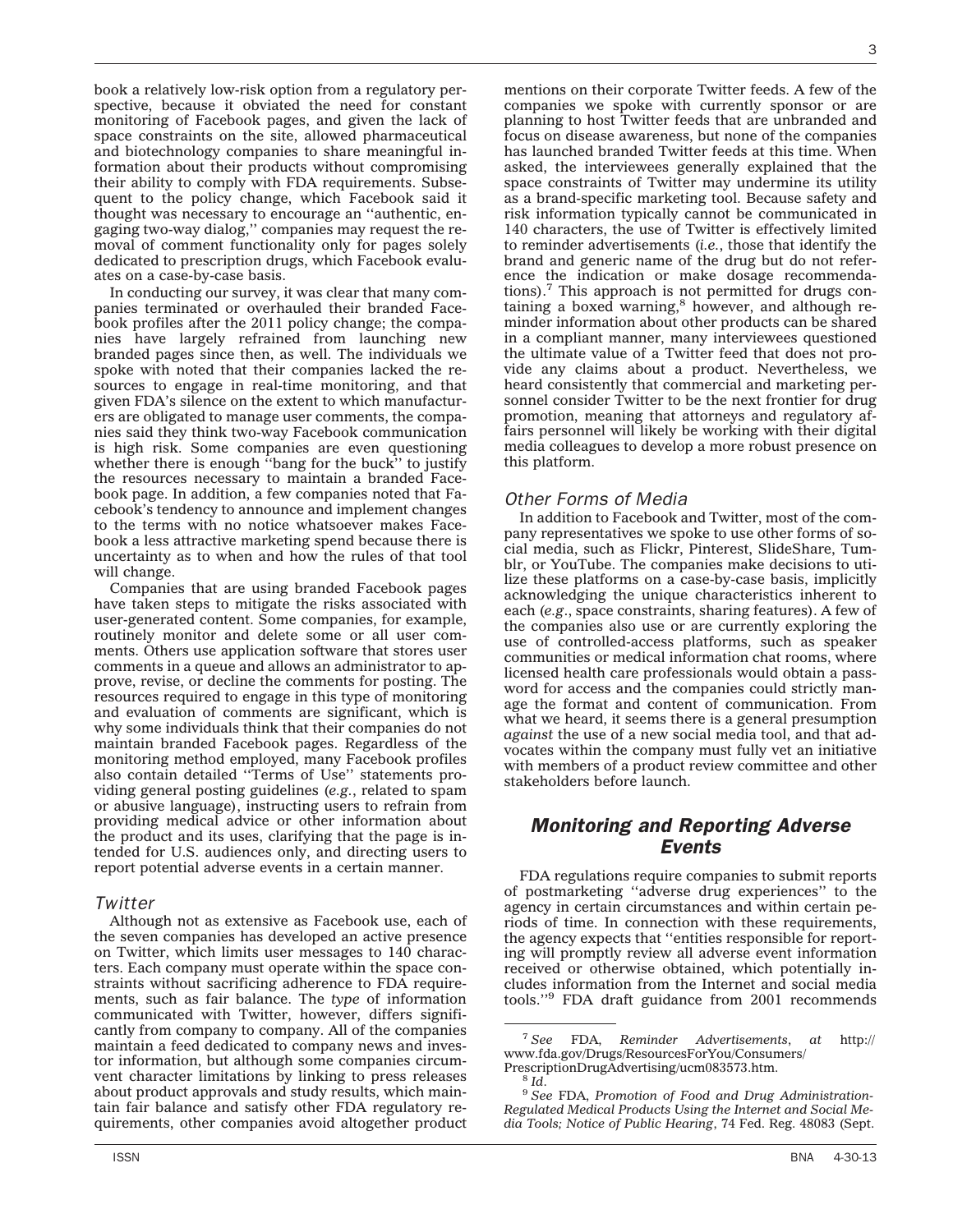book a relatively low-risk option from a regulatory perspective, because it obviated the need for constant monitoring of Facebook pages, and given the lack of space constraints on the site, allowed pharmaceutical and biotechnology companies to share meaningful information about their products without compromising their ability to comply with FDA requirements. Subsequent to the policy change, which Facebook said it thought was necessary to encourage an ''authentic, engaging two-way dialog,'' companies may request the removal of comment functionality only for pages solely dedicated to prescription drugs, which Facebook evaluates on a case-by-case basis.

In conducting our survey, it was clear that many companies terminated or overhauled their branded Facebook profiles after the 2011 policy change; the companies have largely refrained from launching new branded pages since then, as well. The individuals we spoke with noted that their companies lacked the resources to engage in real-time monitoring, and that given FDA's silence on the extent to which manufacturers are obligated to manage user comments, the companies said they think two-way Facebook communication is high risk. Some companies are even questioning whether there is enough ''bang for the buck'' to justify the resources necessary to maintain a branded Facebook page. In addition, a few companies noted that Facebook's tendency to announce and implement changes to the terms with no notice whatsoever makes Facebook a less attractive marketing spend because there is uncertainty as to when and how the rules of that tool will change.

Companies that are using branded Facebook pages have taken steps to mitigate the risks associated with user-generated content. Some companies, for example, routinely monitor and delete some or all user comments. Others use application software that stores user comments in a queue and allows an administrator to approve, revise, or decline the comments for posting. The resources required to engage in this type of monitoring and evaluation of comments are significant, which is why some individuals think that their companies do not maintain branded Facebook pages. Regardless of the monitoring method employed, many Facebook profiles also contain detailed ''Terms of Use'' statements providing general posting guidelines (*e.g.*, related to spam or abusive language), instructing users to refrain from providing medical advice or other information about the product and its uses, clarifying that the page is intended for U.S. audiences only, and directing users to report potential adverse events in a certain manner.

### *Twitter*

Although not as extensive as Facebook use, each of the seven companies has developed an active presence on Twitter, which limits user messages to 140 characters. Each company must operate within the space constraints without sacrificing adherence to FDA requirements, such as fair balance. The *type* of information communicated with Twitter, however, differs significantly from company to company. All of the companies maintain a feed dedicated to company news and investor information, but although some companies circumvent character limitations by linking to press releases about product approvals and study results, which maintain fair balance and satisfy other FDA regulatory requirements, other companies avoid altogether product mentions on their corporate Twitter feeds. A few of the companies we spoke with currently sponsor or are planning to host Twitter feeds that are unbranded and focus on disease awareness, but none of the companies has launched branded Twitter feeds at this time. When asked, the interviewees generally explained that the space constraints of Twitter may undermine its utility as a brand-specific marketing tool. Because safety and risk information typically cannot be communicated in 140 characters, the use of Twitter is effectively limited to reminder advertisements (*i.e.*, those that identify the brand and generic name of the drug but do not reference the indication or make dosage recommendations).[7] This approach is not permitted for drugs containing a boxed warning,[8] however, and although reminder information about other products can be shared in a compliant manner, many interviewees questioned the ultimate value of a Twitter feed that does not provide any claims about a product. Nevertheless, we heard consistently that commercial and marketing personnel consider Twitter to be the next frontier for drug promotion, meaning that attorneys and regulatory affairs personnel will likely be working with their digital media colleagues to develop a more robust presence on this platform.

### *Other Forms of Media*

In addition to Facebook and Twitter, most of the company representatives we spoke to use other forms of social media, such as Flickr, Pinterest, SlideShare, Tumblr, or YouTube. The companies make decisions to utilize these platforms on a case-by-case basis, implicitly acknowledging the unique characteristics inherent to each (*e.g.*, space constraints, sharing features). A few of the companies also use or are currently exploring the use of controlled-access platforms, such as speaker communities or medical information chat rooms, where licensed health care professionals would obtain a password for access and the companies could strictly manage the format and content of communication. From what we heard, it seems there is a general presumption *against* the use of a new social media tool, and that advocates within the company must fully vet an initiative with members of a product review committee and other stakeholders before launch.

## *Monitoring and Reporting Adverse Events*

FDA regulations require companies to submit reports of postmarketing ''adverse drug experiences'' to the agency in certain circumstances and within certain periods of time. In connection with these requirements, the agency expects that ''entities responsible for reporting will promptly review all adverse event information received or otherwise obtained, which potentially includes information from the Internet and social media tools.''[9] FDA draft guidance from 2001 recommends

---

[7] *See* FDA, *Reminder Advertisements*, *at* http://www.fda.gov/Drugs/ResourcesForYou/Consumers/PrescriptionDrugAdvertising/ucm083573.htm.

[8] *Id.*

[9] *See* FDA, *Promotion of Food and Drug Administration-Regulated Medical Products Using the Internet and Social Media Tools; Notice of Public Hearing*, 74 Fed. Reg. 48083 (Sept.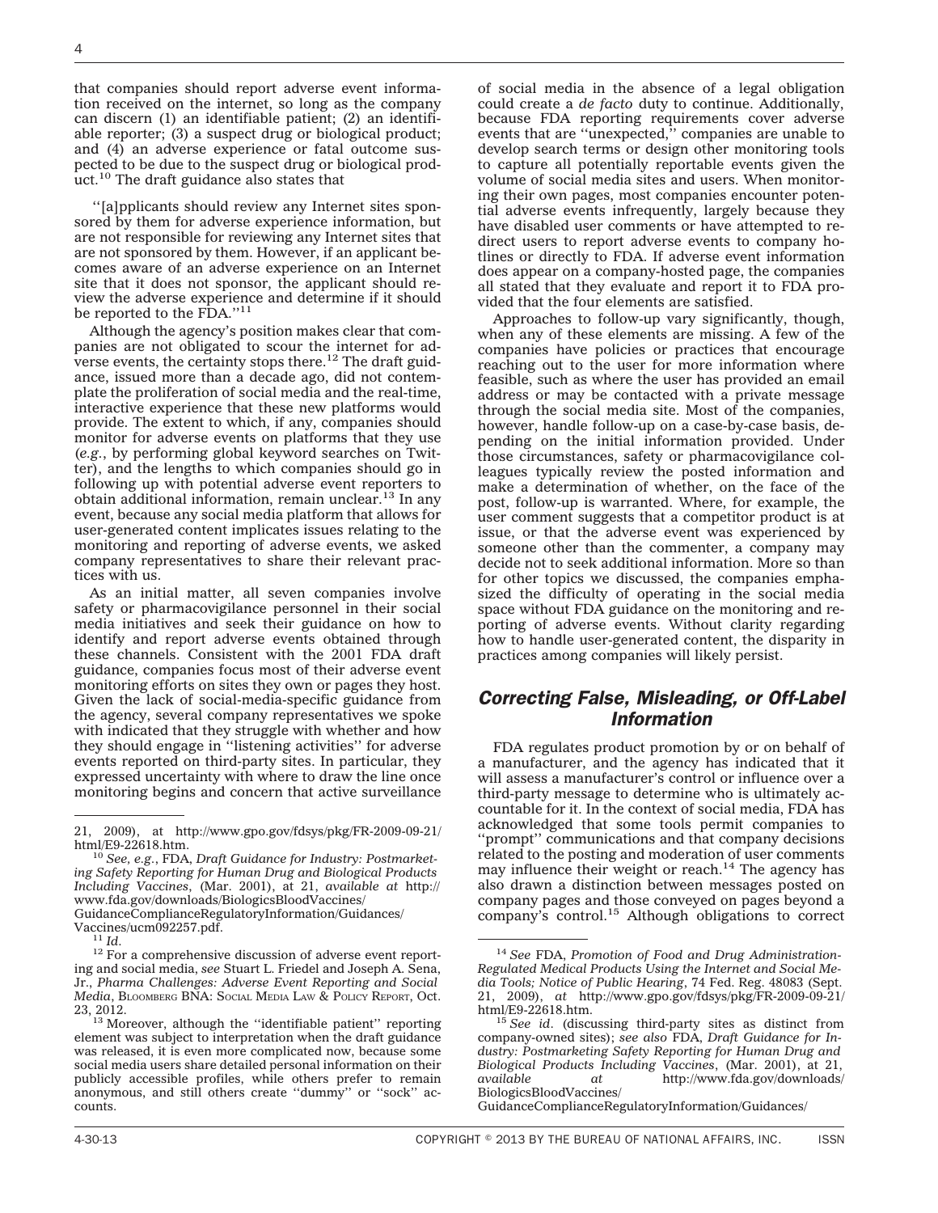that companies should report adverse event information received on the internet, so long as the company can discern (1) an identifiable patient; (2) an identifiable reporter; (3) a suspect drug or biological product; and (4) an adverse experience or fatal outcome suspected to be due to the suspect drug or biological product.[10] The draft guidance also states that

> ''[a]pplicants should review any Internet sites sponsored by them for adverse experience information, but are not responsible for reviewing any Internet sites that are not sponsored by them. However, if an applicant becomes aware of an adverse experience on an Internet site that it does not sponsor, the applicant should review the adverse experience and determine if it should be reported to the FDA.''[11]

Although the agency's position makes clear that companies are not obligated to scour the internet for adverse events, the certainty stops there.[12] The draft guidance, issued more than a decade ago, did not contemplate the proliferation of social media and the real-time, interactive experience that these new platforms would provide. The extent to which, if any, companies should monitor for adverse events on platforms that they use (*e.g.*, by performing global keyword searches on Twitter), and the lengths to which companies should go in following up with potential adverse event reporters to obtain additional information, remain unclear.[13] In any event, because any social media platform that allows for user-generated content implicates issues relating to the monitoring and reporting of adverse events, we asked company representatives to share their relevant practices with us.

As an initial matter, all seven companies involve safety or pharmacovigilance personnel in their social media initiatives and seek their guidance on how to identify and report adverse events obtained through these channels. Consistent with the 2001 FDA draft guidance, companies focus most of their adverse event monitoring efforts on sites they own or pages they host. Given the lack of social-media-specific guidance from the agency, several company representatives we spoke with indicated that they struggle with whether and how they should engage in ''listening activities'' for adverse events reported on third-party sites. In particular, they expressed uncertainty with where to draw the line once monitoring begins and concern that active surveillance of social media in the absence of a legal obligation could create a *de facto* duty to continue. Additionally, because FDA reporting requirements cover adverse events that are ''unexpected,'' companies are unable to develop search terms or design other monitoring tools to capture all potentially reportable events given the volume of social media sites and users. When monitoring their own pages, most companies encounter potential adverse events infrequently, largely because they have disabled user comments or have attempted to redirect users to report adverse events to company hotlines or directly to FDA. If adverse event information does appear on a company-hosted page, the companies all stated that they evaluate and report it to FDA provided that the four elements are satisfied.

Approaches to follow-up vary significantly, though, when any of these elements are missing. A few of the companies have policies or practices that encourage reaching out to the user for more information where feasible, such as where the user has provided an email address or may be contacted with a private message through the social media site. Most of the companies, however, handle follow-up on a case-by-case basis, depending on the initial information provided. Under those circumstances, safety or pharmacovigilance colleagues typically review the posted information and make a determination of whether, on the face of the post, follow-up is warranted. Where, for example, the user comment suggests that a competitor product is at issue, or that the adverse event was experienced by someone other than the commenter, a company may decide not to seek additional information. More so than for other topics we discussed, the companies emphasized the difficulty of operating in the social media space without FDA guidance on the monitoring and reporting of adverse events. Without clarity regarding how to handle user-generated content, the disparity in practices among companies will likely persist.

## *Correcting False, Misleading, or Off-Label Information*

FDA regulates product promotion by or on behalf of a manufacturer, and the agency has indicated that it will assess a manufacturer's control or influence over a third-party message to determine who is ultimately accountable for it. In the context of social media, FDA has acknowledged that some tools permit companies to ''prompt'' communications and that company decisions related to the posting and moderation of user comments may influence their weight or reach.[14] The agency has also drawn a distinction between messages posted on company pages and those conveyed on pages beyond a company's control.[15] Although obligations to correct

---

21, 2009), at http://www.gpo.gov/fdsys/pkg/FR-2009-09-21/html/E9-22618.htm.

[10] *See, e.g.*, FDA, *Draft Guidance for Industry: Postmarketing Safety Reporting for Human Drug and Biological Products Including Vaccines*, (Mar. 2001), at 21, *available at* http://www.fda.gov/downloads/BiologicsBloodVaccines/GuidanceComplianceRegulatoryInformation/Guidances/Vaccines/ucm092257.pdf.

[11] *Id.*

[12] For a comprehensive discussion of adverse event reporting and social media, *see* Stuart L. Friedel and Joseph A. Sena, Jr., *Pharma Challenges: Adverse Event Reporting and Social Media*, Bloomberg BNA: Social Media Law & Policy Report, Oct. 23, 2012.

[13] Moreover, although the ''identifiable patient'' reporting element was subject to interpretation when the draft guidance was released, it is even more complicated now, because some social media users share detailed personal information on their publicly accessible profiles, while others prefer to remain anonymous, and still others create ''dummy'' or ''sock'' accounts.

[14] *See* FDA, *Promotion of Food and Drug Administration-Regulated Medical Products Using the Internet and Social Media Tools; Notice of Public Hearing*, 74 Fed. Reg. 48083 (Sept. 21, 2009), *at* http://www.gpo.gov/fdsys/pkg/FR-2009-09-21/html/E9-22618.htm.

[15] *See id*. (discussing third-party sites as distinct from company-owned sites); *see also* FDA, *Draft Guidance for Industry: Postmarketing Safety Reporting for Human Drug and Biological Products Including Vaccines*, (Mar. 2001), at 21, *available at* http://www.fda.gov/downloads/BiologicsBloodVaccines/GuidanceComplianceRegulatoryInformation/Guidances/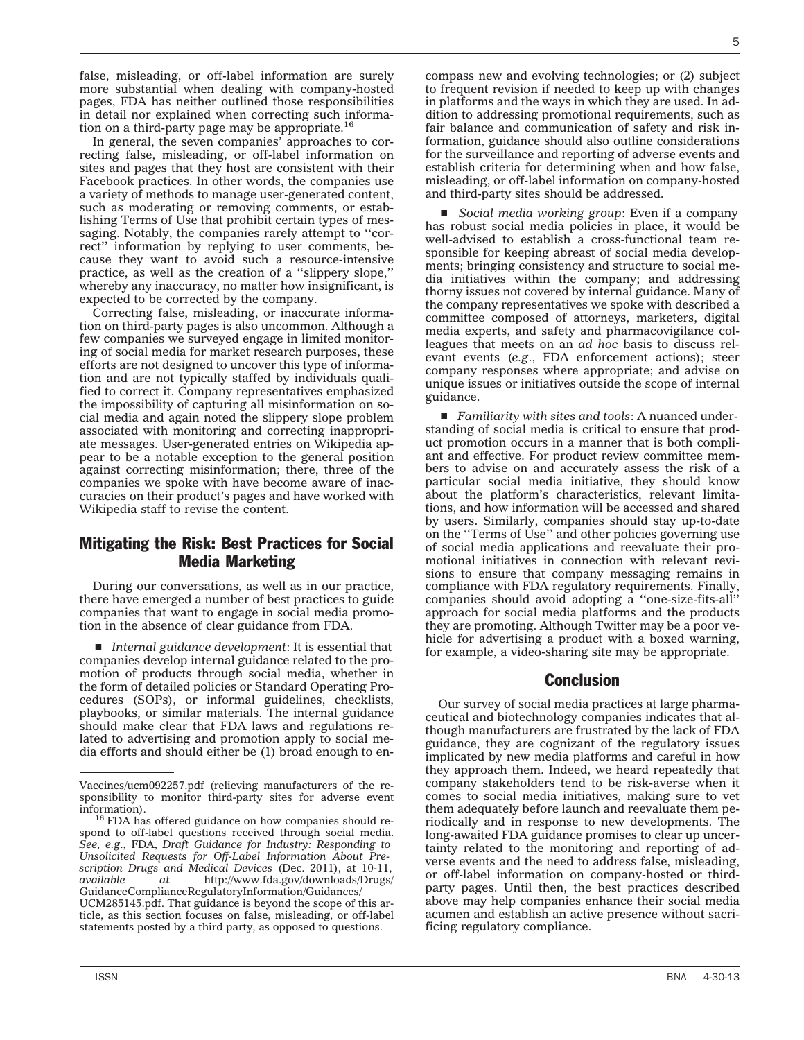false, misleading, or off-label information are surely more substantial when dealing with company-hosted pages, FDA has neither outlined those responsibilities in detail nor explained when correcting such information on a third-party page may be appropriate.[16]

In general, the seven companies' approaches to correcting false, misleading, or off-label information on sites and pages that they host are consistent with their Facebook practices. In other words, the companies use a variety of methods to manage user-generated content, such as moderating or removing comments, or establishing Terms of Use that prohibit certain types of messaging. Notably, the companies rarely attempt to ''correct'' information by replying to user comments, because they want to avoid such a resource-intensive practice, as well as the creation of a ''slippery slope,'' whereby any inaccuracy, no matter how insignificant, is expected to be corrected by the company.

Correcting false, misleading, or inaccurate information on third-party pages is also uncommon. Although a few companies we surveyed engage in limited monitoring of social media for market research purposes, these efforts are not designed to uncover this type of information and are not typically staffed by individuals qualified to correct it. Company representatives emphasized the impossibility of capturing all misinformation on social media and again noted the slippery slope problem associated with monitoring and correcting inappropriate messages. User-generated entries on Wikipedia appear to be a notable exception to the general position against correcting misinformation; there, three of the companies we spoke with have become aware of inaccuracies on their product's pages and have worked with Wikipedia staff to revise the content.

## Mitigating the Risk: Best Practices for Social Media Marketing

During our conversations, as well as in our practice, there have emerged a number of best practices to guide companies that want to engage in social media promotion in the absence of clear guidance from FDA.

- *Internal guidance development*: It is essential that companies develop internal guidance related to the promotion of products through social media, whether in the form of detailed policies or Standard Operating Procedures (SOPs), or informal guidelines, checklists, playbooks, or similar materials. The internal guidance should make clear that FDA laws and regulations related to advertising and promotion apply to social media efforts and should either be (1) broad enough to encompass new and evolving technologies; or (2) subject to frequent revision if needed to keep up with changes in platforms and the ways in which they are used. In addition to addressing promotional requirements, such as fair balance and communication of safety and risk information, guidance should also outline considerations for the surveillance and reporting of adverse events and establish criteria for determining when and how false, misleading, or off-label information on company-hosted and third-party sites should be addressed.

- *Social media working group*: Even if a company has robust social media policies in place, it would be well-advised to establish a cross-functional team responsible for keeping abreast of social media developments; bringing consistency and structure to social media initiatives within the company; and addressing thorny issues not covered by internal guidance. Many of the company representatives we spoke with described a committee composed of attorneys, marketers, digital media experts, and safety and pharmacovigilance colleagues that meets on an *ad hoc* basis to discuss relevant events (*e.g*., FDA enforcement actions); steer company responses where appropriate; and advise on unique issues or initiatives outside the scope of internal guidance.

- *Familiarity with sites and tools*: A nuanced understanding of social media is critical to ensure that product promotion occurs in a manner that is both compliant and effective. For product review committee members to advise on and accurately assess the risk of a particular social media initiative, they should know about the platform's characteristics, relevant limitations, and how information will be accessed and shared by users. Similarly, companies should stay up-to-date on the ''Terms of Use'' and other policies governing use of social media applications and reevaluate their promotional initiatives in connection with relevant revisions to ensure that company messaging remains in compliance with FDA regulatory requirements. Finally, companies should avoid adopting a ''one-size-fits-all'' approach for social media platforms and the products they are promoting. Although Twitter may be a poor vehicle for advertising a product with a boxed warning, for example, a video-sharing site may be appropriate.

## Conclusion

Our survey of social media practices at large pharmaceutical and biotechnology companies indicates that although manufacturers are frustrated by the lack of FDA guidance, they are cognizant of the regulatory issues implicated by new media platforms and careful in how they approach them. Indeed, we heard repeatedly that company stakeholders tend to be risk-averse when it comes to social media initiatives, making sure to vet them adequately before launch and reevaluate them periodically and in response to new developments. The long-awaited FDA guidance promises to clear up uncertainty related to the monitoring and reporting of adverse events and the need to address false, misleading, or off-label information on company-hosted or third-party pages. Until then, the best practices described above may help companies enhance their social media acumen and establish an active presence without sacrificing regulatory compliance.

---

Vaccines/ucm092257.pdf (relieving manufacturers of the responsibility to monitor third-party sites for adverse event information).

[16] FDA has offered guidance on how companies should respond to off-label questions received through social media. *See, e.g*., FDA, *Draft Guidance for Industry: Responding to Unsolicited Requests for Off-Label Information About Prescription Drugs and Medical Devices* (Dec. 2011), at 10-11, *available at* http://www.fda.gov/downloads/Drugs/GuidanceComplianceRegulatoryInformation/Guidances/UCM285145.pdf. That guidance is beyond the scope of this article, as this section focuses on false, misleading, or off-label statements posted by a third party, as opposed to questions.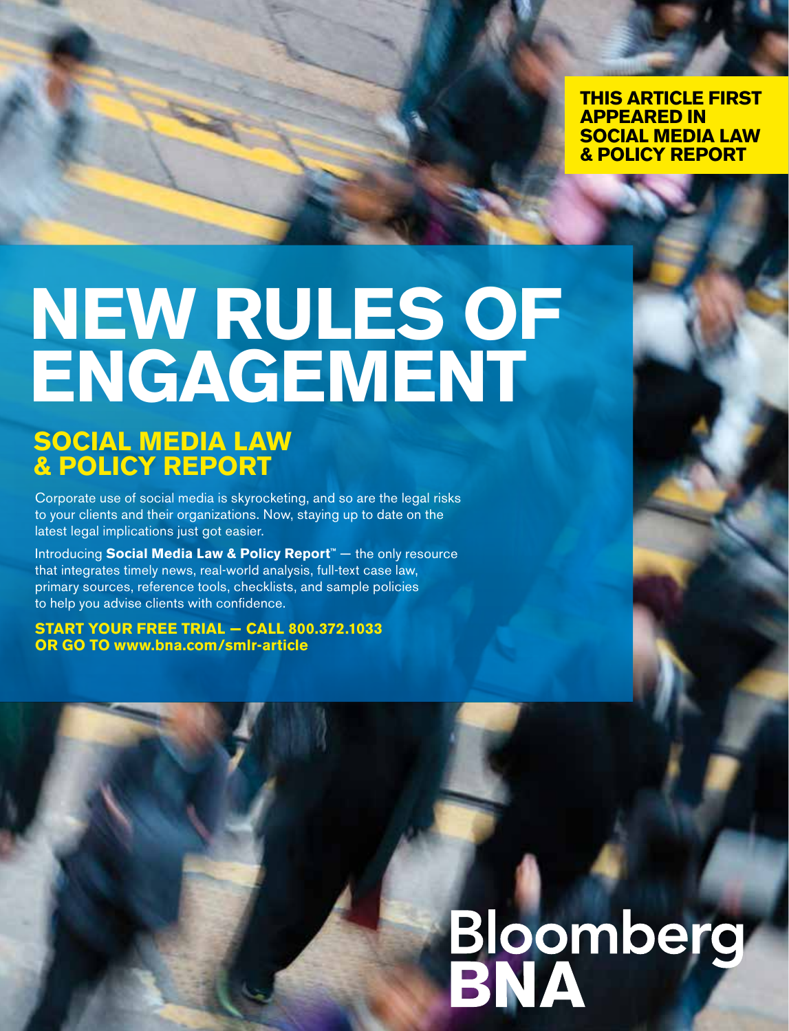**THIS ARTICLE FIRST APPEARED IN SOCIAL MEDIA LAW & POLICY REPORT**

# NEW RULES OF ENGAGEMENT

## SOCIAL MEDIA LAW & POLICY REPORT

Corporate use of social media is skyrocketing, and so are the legal risks to your clients and their organizations. Now, staying up to date on the latest legal implications just got easier.

Introducing **Social Media Law & Policy Report**™ — the only resource that integrates timely news, real-world analysis, full-text case law, primary sources, reference tools, checklists, and sample policies to help you advise clients with confidence.

**START YOUR FREE TRIAL — CALL 800.372.1033 OR GO TO www.bna.com/smlr-article**

**Bloomberg BNA**